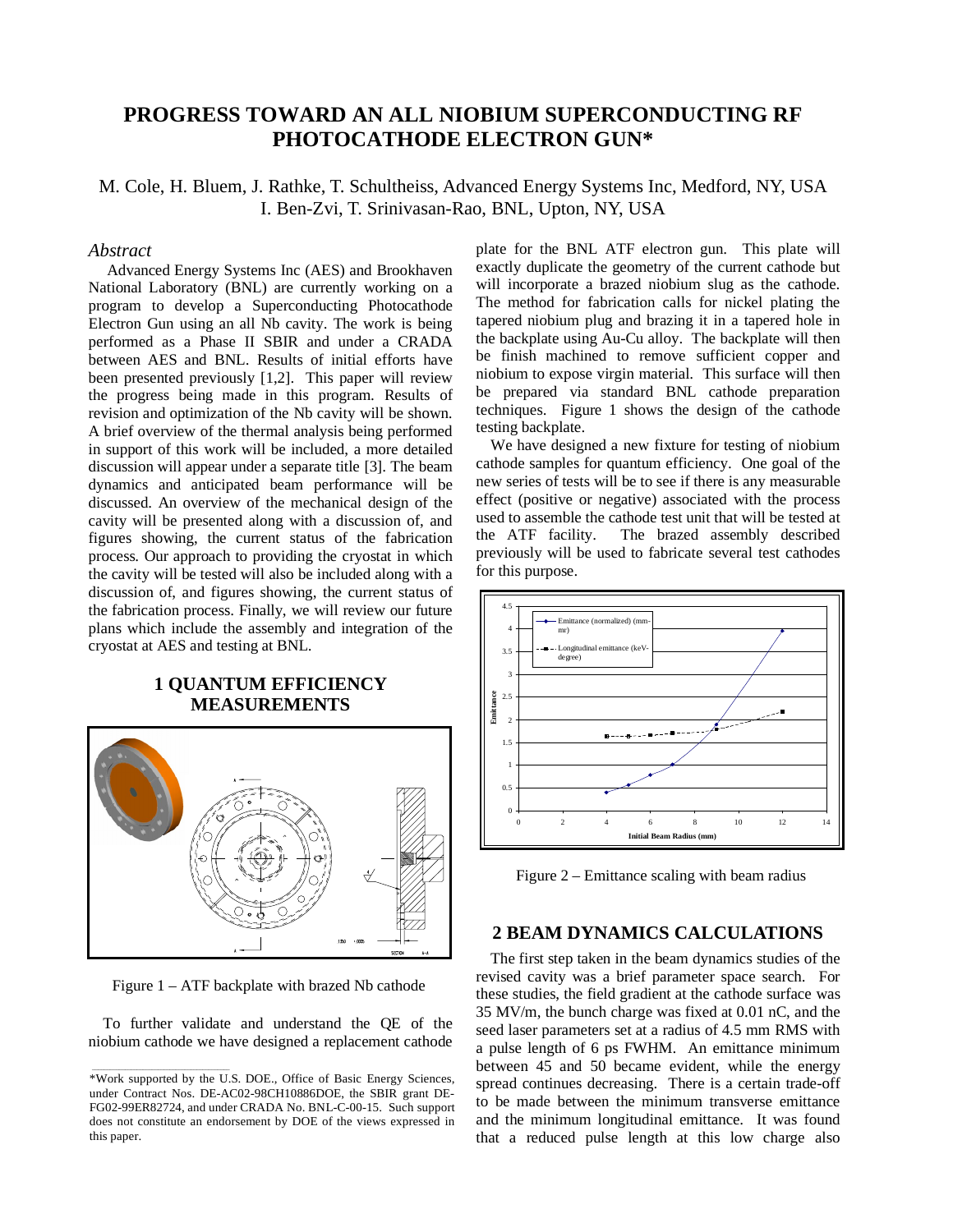# PROGRESS TOWARD AN ALL NIOBIUM SUPERCONDUCTING RF PHOTOCATHODE ELECTRON GUN*

M. Cole, H. Bluem, J. Rathke, T. Schultheiss, Advanced Energy Systems Inc, Medford, NY, USA
I. Ben-Zvi, T. Srinivasan-Rao, BNL, Upton, NY, USA

### *Abstract*

Advanced Energy Systems Inc (AES) and Brookhaven National Laboratory (BNL) are currently working on a program to develop a Superconducting Photocathode Electron Gun using an all Nb cavity. The work is being performed as a Phase II SBIR and under a CRADA between AES and BNL. Results of initial efforts have been presented previously [1,2]. This paper will review the progress being made in this program. Results of revision and optimization of the Nb cavity will be shown. A brief overview of the thermal analysis being performed in support of this work will be included, a more detailed discussion will appear under a separate title [3]. The beam dynamics and anticipated beam performance will be discussed. An overview of the mechanical design of the cavity will be presented along with a discussion of, and figures showing, the current status of the fabrication process. Our approach to providing the cryostat in which the cavity will be tested will also be included along with a discussion of, and figures showing, the current status of the fabrication process. Finally, we will review our future plans which include the assembly and integration of the cryostat at AES and testing at BNL.

## 1 QUANTUM EFFICIENCY MEASUREMENTS

Figure 1 – ATF backplate with brazed Nb cathode

To further validate and understand the QE of the niobium cathode we have designed a replacement cathode plate for the BNL ATF electron gun. This plate will exactly duplicate the geometry of the current cathode but will incorporate a brazed niobium slug as the cathode. The method for fabrication calls for nickel plating the tapered niobium plug and brazing it in a tapered hole in the backplate using Au-Cu alloy. The backplate will then be finish machined to remove sufficient copper and niobium to expose virgin material. This surface will then be prepared via standard BNL cathode preparation techniques. Figure 1 shows the design of the cathode testing backplate.

We have designed a new fixture for testing of niobium cathode samples for quantum efficiency. One goal of the new series of tests will be to see if there is any measurable effect (positive or negative) associated with the process used to assemble the cathode test unit that will be tested at the ATF facility. The brazed assembly described previously will be used to fabricate several test cathodes for this purpose.

Figure 2 – Emittance scaling with beam radius

## 2 BEAM DYNAMICS CALCULATIONS

The first step taken in the beam dynamics studies of the revised cavity was a brief parameter space search. For these studies, the field gradient at the cathode surface was 35 MV/m, the bunch charge was fixed at 0.01 nC, and the seed laser parameters set at a radius of 4.5 mm RMS with a pulse length of 6 ps FWHM. An emittance minimum between 45 and 50 became evident, while the energy spread continues decreasing. There is a certain trade-off to be made between the minimum transverse emittance and the minimum longitudinal emittance. It was found that a reduced pulse length at this low charge also

---

*Work supported by the U.S. DOE., Office of Basic Energy Sciences, under Contract Nos. DE-AC02-98CH10886DOE, the SBIR grant DE-FG02-99ER82724, and under CRADA No. BNL-C-00-15. Such support does not constitute an endorsement by DOE of the views expressed in this paper.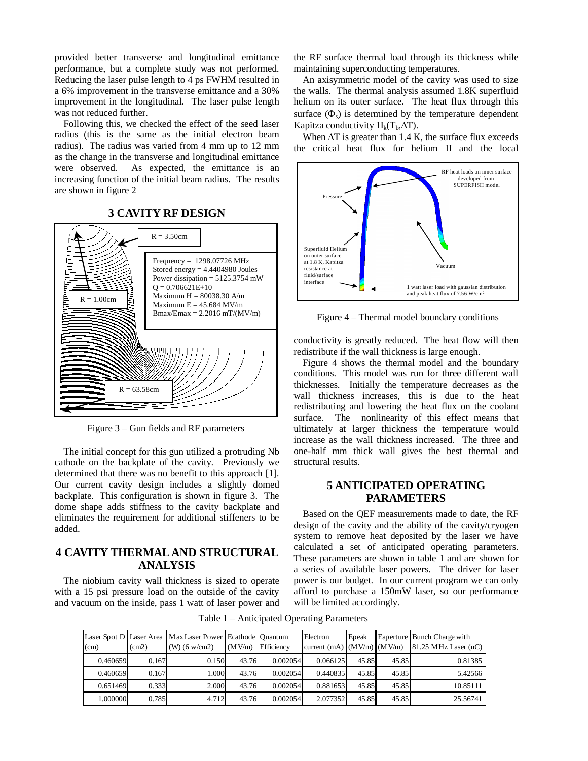provided better transverse and longitudinal emittance performance, but a complete study was not performed. Reducing the laser pulse length to 4 ps FWHM resulted in a 6% improvement in the transverse emittance and a 30% improvement in the longitudinal. The laser pulse length was not reduced further.

Following this, we checked the effect of the seed laser radius (this is the same as the initial electron beam radius). The radius was varied from 4 mm up to 12 mm as the change in the transverse and longitudinal emittance were observed. As expected, the emittance is an increasing function of the initial beam radius. The results are shown in figure 2

## 3 CAVITY RF DESIGN

R = 3.50cm

Frequency = 1298.07726 MHz
Stored energy = 4.4404980 Joules
Power dissipation = 5125.3754 mW
Q = 0.706621E+10
Maximum H = 80038.30 A/m
Maximum E = 45.684 MV/m
Bmax/Emax = 2.2016 mT/(MV/m)

R = 1.00cm

R = 63.58cm

Figure 3 – Gun fields and RF parameters

The initial concept for this gun utilized a protruding Nb cathode on the backplate of the cavity. Previously we determined that there was no benefit to this approach [1]. Our current cavity design includes a slightly domed backplate. This configuration is shown in figure 3. The dome shape adds stiffness to the cavity backplate and eliminates the requirement for additional stiffeners to be added.

## 4 CAVITY THERMAL AND STRUCTURAL ANALYSIS

The niobium cavity wall thickness is sized to operate with a 15 psi pressure load on the outside of the cavity and vacuum on the inside, pass 1 watt of laser power and the RF surface thermal load through its thickness while maintaining superconducting temperatures.

An axisymmetric model of the cavity was used to size the walls. The thermal analysis assumed 1.8K superfluid helium on its outer surface. The heat flux through this surface ($\Phi_s$) is determined by the temperature dependent Kapitza conductivity $H_k(T_b,\Delta T)$.

When $\Delta T$ is greater than 1.4 K, the surface flux exceeds the critical heat flux for helium II and the local conductivity is greatly reduced. The heat flow will then redistribute if the wall thickness is large enough.

RF heat loads on inner surface developed from SUPERFISH model

Pressure

Superfluid Helium on outer surface at 1.8 K, Kapitza resistance at fluid/surface interface

Vacuum

1 watt laser load with gaussian distribution and peak heat flux of 7.56 W/cm²

Figure 4 – Thermal model boundary conditions

Figure 4 shows the thermal model and the boundary conditions. This model was run for three different wall thicknesses. Initially the temperature decreases as the wall thickness increases, this is due to the heat redistributing and lowering the heat flux on the coolant surface. The nonlinearity of this effect means that ultimately at larger thickness the temperature would increase as the wall thickness increased. The three and one-half mm thick wall gives the best thermal and structural results.

## 5 ANTICIPATED OPERATING PARAMETERS

Based on the QEF measurements made to date, the RF design of the cavity and the ability of the cavity/cryogen system to remove heat deposited by the laser we have calculated a set of anticipated operating parameters. These parameters are shown in table 1 and are shown for a series of available laser powers. The driver for laser power is our budget. In our current program we can only afford to purchase a 150mW laser, so our performance will be limited accordingly.

Table 1 – Anticipated Operating Parameters

| Laser Spot D (cm) | Laser Area (cm2) | Max Laser Power (W) (6 w/cm2) | Ecathode (MV/m) | Quantum Efficiency | Electron current (mA) | Epeak (MV/m) | Eaperture (MV/m) | Bunch Charge with 81.25 MHz Laser (nC) |
|---|---|---|---|---|---|---|---|---|
| 0.460659 | 0.167 | 0.150 | 43.76 | 0.002054 | 0.066125 | 45.85 | 45.85 | 0.81385 |
| 0.460659 | 0.167 | 1.000 | 43.76 | 0.002054 | 0.440835 | 45.85 | 45.85 | 5.42566 |
| 0.651469 | 0.333 | 2.000 | 43.76 | 0.002054 | 0.881653 | 45.85 | 45.85 | 10.85111 |
| 1.000000 | 0.785 | 4.712 | 43.76 | 0.002054 | 2.077352 | 45.85 | 45.85 | 25.56741 |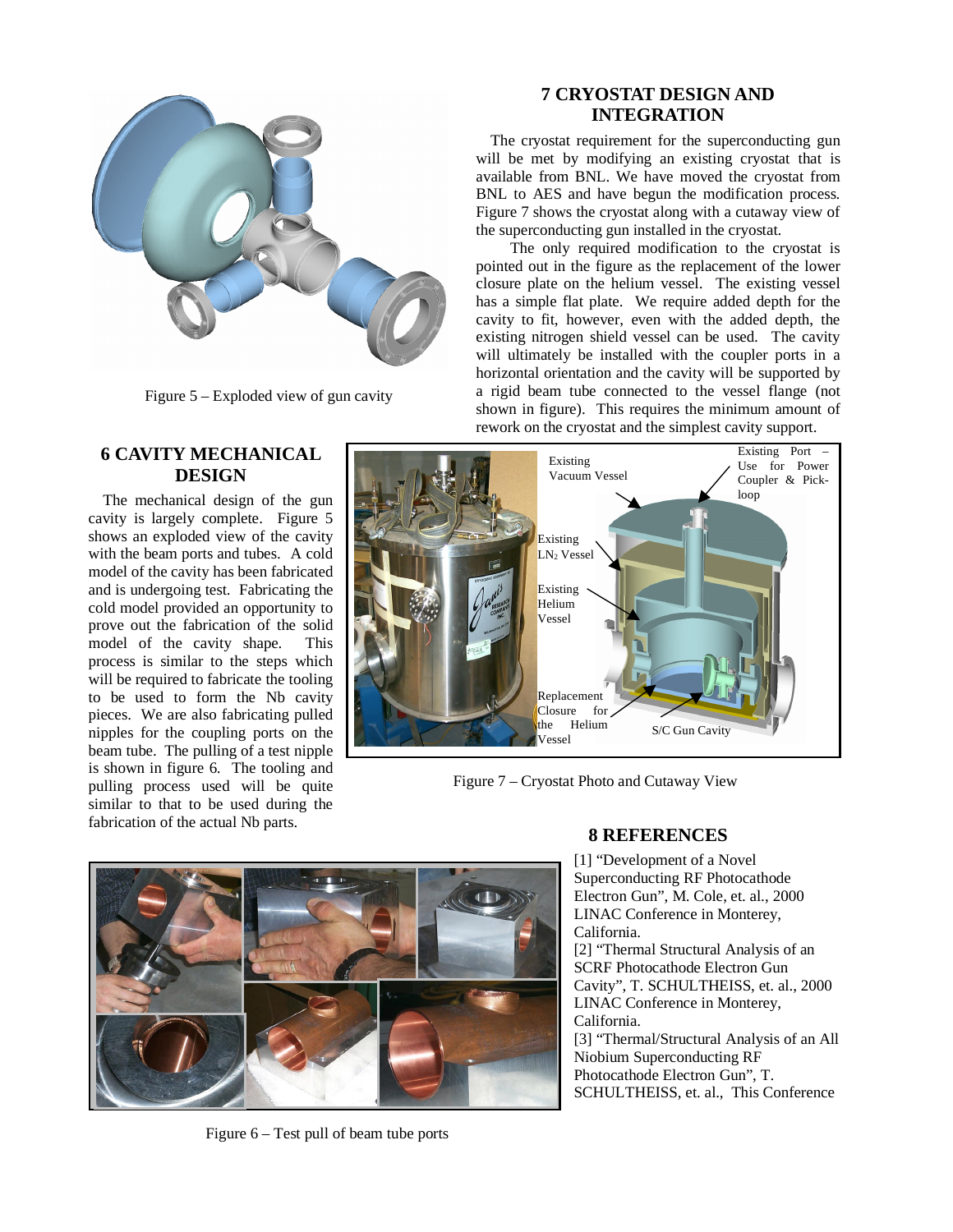Figure 5 – Exploded view of gun cavity

## 6 CAVITY MECHANICAL DESIGN

The mechanical design of the gun cavity is largely complete. Figure 5 shows an exploded view of the cavity with the beam ports and tubes. A cold model of the cavity has been fabricated and is undergoing test. Fabricating the cold model provided an opportunity to prove out the fabrication of the solid model of the cavity shape. This process is similar to the steps which will be required to fabricate the tooling to be used to form the Nb cavity pieces. We are also fabricating pulled nipples for the coupling ports on the beam tube. The pulling of a test nipple is shown in figure 6. The tooling and pulling process used will be quite similar to that to be used during the fabrication of the actual Nb parts.

Figure 6 – Test pull of beam tube ports

## 7 CRYOSTAT DESIGN AND INTEGRATION

The cryostat requirement for the superconducting gun will be met by modifying an existing cryostat that is available from BNL. We have moved the cryostat from BNL to AES and have begun the modification process. Figure 7 shows the cryostat along with a cutaway view of the superconducting gun installed in the cryostat.

The only required modification to the cryostat is pointed out in the figure as the replacement of the lower closure plate on the helium vessel. The existing vessel has a simple flat plate. We require added depth for the cavity to fit, however, even with the added depth, the existing nitrogen shield vessel can be used. The cavity will ultimately be installed with the coupler ports in a horizontal orientation and the cavity will be supported by a rigid beam tube connected to the vessel flange (not shown in figure). This requires the minimum amount of rework on the cryostat and the simplest cavity support.

Existing Vacuum Vessel

Existing Port – Use for Power Coupler & Pick-loop

Existing $LN_2$ Vessel

Existing Helium Vessel

Replacement Closure for the Helium Vessel

S/C Gun Cavity

Figure 7 – Cryostat Photo and Cutaway View

## 8 REFERENCES

[1] "Development of a Novel Superconducting RF Photocathode Electron Gun", M. Cole, et. al., 2000 LINAC Conference in Monterey, California.

[2] "Thermal Structural Analysis of an SCRF Photocathode Electron Gun Cavity", T. SCHULTHEISS, et. al., 2000 LINAC Conference in Monterey, California.

[3] "Thermal/Structural Analysis of an All Niobium Superconducting RF Photocathode Electron Gun", T. SCHULTHEISS, et. al., This Conference